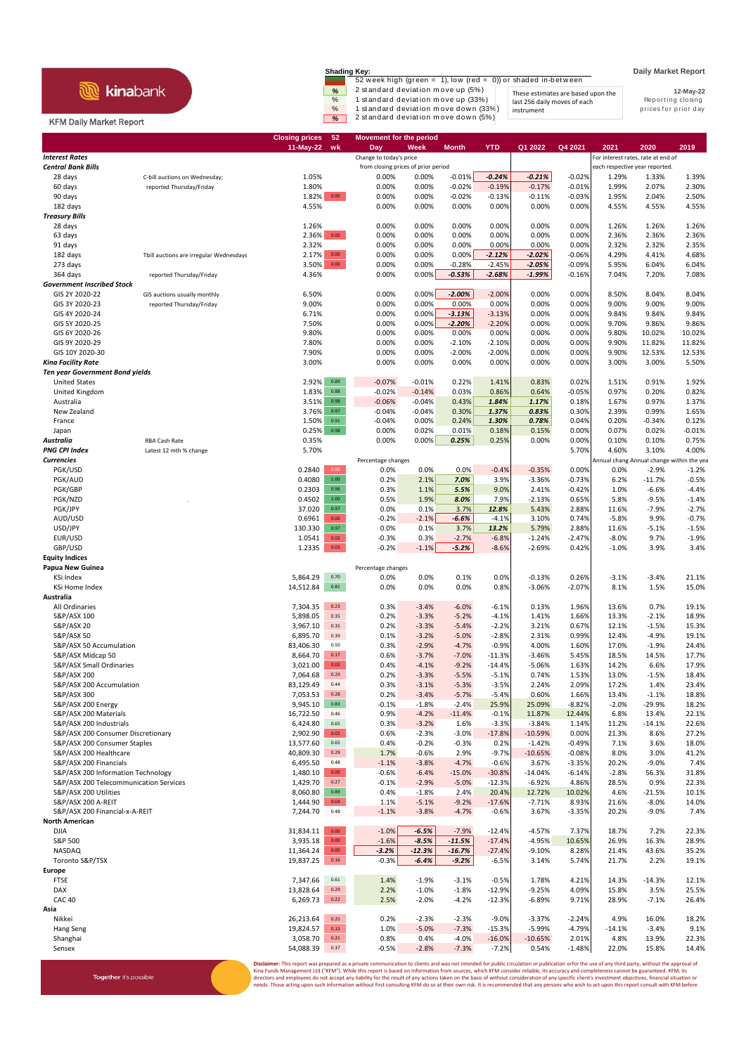kinabank

KFM Daily Market Report

**Shading Key:**

- 52 week high (green = 1), low (red = 0)) or shaded in-between
- % 2 standard deviation move up (5%)
- % 1 standard deviation move up (33%)
- % 1 standard deviation move down (33%)
- % 2 standard deviation move down (5%)

These estimates are based upon the last 256 daily moves of each instrument

**Daily Market Report**

12-May-22

Reporting closing prices for prior day

| | | Closing prices 11-May-22 | 52 wk | Day | Week | Month | YTD | Q1 2022 | Q4 2021 | 2021 | 2020 | 2019 |
|---|---|---|---|---|---|---|---|---|---|---|---|---|
| **Interest Rates** | | | | Change to today's price | | | | | | For interest rates, rate at end of | | |
| **Central Bank Bills** | | | | from closing prices of prior period | | | | | | each respective year reported. | | |
| 28 days | C-bill auctions on Wednesday; | 1.05% | | 0.00% | 0.00% | -0.01% | -0.24% | -0.21% | -0.02% | 1.29% | 1.33% | 1.39% |
| 60 days | reported Thursday/Friday | 1.80% | | 0.00% | 0.00% | -0.02% | -0.19% | -0.17% | -0.01% | 1.99% | 2.07% | 2.30% |
| 90 days | | 1.82% | 0.00 | 0.00% | 0.00% | -0.02% | -0.13% | -0.11% | -0.03% | 1.95% | 2.04% | 2.50% |
| 182 days | | 4.55% | | 0.00% | 0.00% | 0.00% | 0.00% | 0.00% | 0.00% | 4.55% | 4.55% | 4.55% |
| **Treasury Bills** | | | | | | | | | | | | |
| 28 days | | 1.26% | | 0.00% | 0.00% | 0.00% | 0.00% | 0.00% | 0.00% | 1.26% | 1.26% | 1.26% |
| 63 days | | 2.36% | 0.00 | 0.00% | 0.00% | 0.00% | 0.00% | 0.00% | 0.00% | 2.36% | 2.36% | 2.36% |
| 91 days | | 2.32% | | 0.00% | 0.00% | 0.00% | 0.00% | 0.00% | 0.00% | 2.32% | 2.32% | 2.35% |
| 182 days | Tbill auctions are irregular Wednesdays | 2.17% | 0.00 | 0.00% | 0.00% | 0.00% | -2.12% | -2.02% | -0.06% | 4.29% | 4.41% | 4.68% |
| 273 days | | 3.50% | 0.00 | 0.00% | 0.00% | -0.28% | -2.45% | -2.05% | -0.09% | 5.95% | 6.04% | 6.04% |
| 364 days | reported Thursday/Friday | 4.36% | | 0.00% | 0.00% | -0.53% | -2.68% | -1.99% | -0.16% | 7.04% | 7.20% | 7.08% |
| **Government Inscribed Stock** | | | | | | | | | | | | |
| GIS 2Y 2020-22 | GIS auctions usually monthly | 6.50% | | 0.00% | 0.00% | -2.00% | -2.00% | 0.00% | 0.00% | 8.50% | 8.04% | 8.04% |
| GIS 3Y 2020-23 | reported Thursday/Friday | 9.00% | | 0.00% | 0.00% | 0.00% | 0.00% | 0.00% | 0.00% | 9.00% | 9.00% | 9.00% |
| GIS 4Y 2020-24 | | 6.71% | | 0.00% | 0.00% | -3.13% | -3.13% | 0.00% | 0.00% | 9.84% | 9.84% | 9.84% |
| GIS 5Y 2020-25 | | 7.50% | | 0.00% | 0.00% | -2.20% | -2.20% | 0.00% | 0.00% | 9.70% | 9.86% | 9.86% |
| GIS 6Y 2020-26 | | 9.80% | | 0.00% | 0.00% | 0.00% | 0.00% | 0.00% | 0.00% | 9.80% | 10.02% | 10.02% |
| GIS 9Y 2020-29 | | 7.80% | | 0.00% | 0.00% | -2.10% | -2.10% | 0.00% | 0.00% | 9.90% | 11.82% | 11.82% |
| GIS 10Y 2020-30 | | 7.90% | | 0.00% | 0.00% | -2.00% | -2.00% | 0.00% | 0.00% | 9.90% | 12.53% | 12.53% |
| **Kina Facility Rate** | | 3.00% | | 0.00% | 0.00% | 0.00% | 0.00% | 0.00% | 0.00% | 3.00% | 3.00% | 5.50% |
| **Ten year Government Bond yields** | | | | | | | | | | | | |
| United States | | 2.92% | 0.89 | -0.07% | -0.01% | 0.22% | 1.41% | 0.83% | 0.02% | 1.51% | 0.91% | 1.92% |
| United Kingdom | | 1.83% | 0.88 | -0.02% | -0.14% | 0.03% | 0.86% | 0.64% | -0.05% | 0.97% | 0.20% | 0.82% |
| Australia | | 3.51% | 0.98 | -0.06% | -0.04% | 0.43% | 1.84% | 1.17% | 0.18% | 1.67% | 0.97% | 1.37% |
| New Zealand | | 3.76% | 0.97 | -0.04% | -0.04% | 0.30% | 1.37% | 0.83% | 0.30% | 2.39% | 0.99% | 1.65% |
| France | | 1.50% | 0.91 | -0.04% | 0.00% | 0.24% | 1.30% | 0.78% | 0.04% | 0.20% | -0.34% | 0.12% |
| Japan | | 0.25% | 0.98 | 0.00% | 0.02% | 0.01% | 0.18% | 0.15% | 0.00% | 0.07% | 0.02% | -0.01% |
| **Australia** | RBA Cash Rate | 0.35% | | 0.00% | 0.00% | 0.25% | 0.25% | 0.00% | 0.00% | 0.10% | 0.10% | 0.75% |
| **PNG CPI Index** | Latest 12 mth % change | 5.70% | | | | | | | 5.70% | 4.60% | 3.10% | 4.00% |
| **Currencies** | | | | Percentage changes | | | | | | Annual chang | Annual change | within the yea |
| PGK/USD | | 0.2840 | 0.00 | 0.0% | 0.0% | 0.0% | -0.4% | -0.35% | 0.00% | 0.0% | -2.9% | -1.2% |
| PGK/AUD | | 0.4080 | 1.00 | 0.2% | 2.1% | 7.0% | 3.9% | -3.36% | -0.73% | 6.2% | -11.7% | -0.5% |
| PGK/GBP | | 0.2303 | 0.96 | 0.3% | 1.1% | 5.5% | 9.0% | 2.41% | -0.42% | 1.0% | -6.6% | -4.4% |
| PGK/NZD | | 0.4502 | 1.00 | 0.5% | 1.9% | 8.0% | 7.9% | -2.13% | 0.65% | 5.8% | -9.5% | -1.4% |
| PGK/JPY | | 37.020 | 0.97 | 0.0% | 0.1% | 3.7% | 12.8% | 5.43% | 2.88% | 11.6% | -7.9% | -2.7% |
| AUD/USD | | 0.6961 | 0.00 | -0.2% | -2.1% | -6.6% | -4.1% | 3.10% | 0.74% | -5.8% | 9.9% | -0.7% |
| USD/JPY | | 130.330 | 0.97 | 0.0% | 0.1% | 3.7% | 13.2% | 5.79% | 2.88% | 11.6% | -5.1% | -1.5% |
| EUR/USD | | 1.0541 | 0.02 | -0.3% | 0.3% | -2.7% | -6.8% | -1.24% | -2.47% | -8.0% | 9.7% | -1.9% |
| GBP/USD | | 1.2335 | 0.03 | -0.2% | -1.1% | -5.2% | -8.6% | -2.69% | 0.42% | -1.0% | 3.9% | 3.4% |
| **Equity Indices** | | | | | | | | | | | | |
| **Papua New Guinea** | | | | Percentage changes | | | | | | | | |
| KSi Index | | 5,864.29 | 0.70 | 0.0% | 0.0% | 0.1% | 0.0% | -0.13% | 0.26% | -3.1% | -3.4% | 21.1% |
| KSi Home Index | | 14,512.84 | 0.81 | 0.0% | 0.0% | 0.0% | 0.8% | -3.06% | -2.07% | 8.1% | 1.5% | 15.0% |
| **Australia** | | | | | | | | | | | | |
| All Ordinaries | | 7,304.35 | 0.23 | 0.3% | -3.4% | -6.0% | -6.1% | 0.13% | 1.96% | 13.6% | 0.7% | 19.1% |
| S&P/ASX 100 | | 5,898.05 | 0.35 | 0.2% | -3.3% | -5.2% | -4.1% | 1.41% | 1.66% | 13.3% | -2.1% | 18.9% |
| S&P/ASX 20 | | 3,967.10 | 0.35 | 0.2% | -3.3% | -5.4% | -2.2% | 3.21% | 0.67% | 12.1% | -1.5% | 15.3% |
| S&P/ASX 50 | | 6,895.70 | 0.39 | 0.1% | -3.2% | -5.0% | -2.8% | 2.31% | 0.99% | 12.4% | -4.9% | 19.1% |
| S&P/ASX 50 Accumulation | | 83,406.30 | 0.50 | 0.3% | -2.9% | -4.7% | -0.9% | 4.00% | 1.60% | 17.0% | -1.9% | 24.4% |
| S&P/ASX Midcap 50 | | 8,664.70 | 0.17 | 0.6% | -3.7% | -7.0% | -11.3% | -3.46% | 5.45% | 18.5% | 14.5% | 17.7% |
| S&P/ASX Small Ordinaries | | 3,021.00 | 0.02 | 0.4% | -4.1% | -9.2% | -14.4% | -5.06% | 1.63% | 14.2% | 6.6% | 17.9% |
| S&P/ASX 200 | | 7,064.68 | 0.29 | 0.2% | -3.3% | -5.5% | -5.1% | 0.74% | 1.53% | 13.0% | -1.5% | 18.4% |
| S&P/ASX 200 Accumulation | | 83,129.49 | 0.44 | 0.3% | -3.1% | -5.3% | -3.5% | 2.24% | 2.09% | 17.2% | 1.4% | 23.4% |
| S&P/ASX 300 | | 7,053.53 | 0.28 | 0.2% | -3.4% | -5.7% | -5.4% | 0.60% | 1.66% | 13.4% | -1.1% | 18.8% |
| S&P/ASX 200 Energy | | 9,945.10 | 0.83 | -0.1% | -1.8% | -2.4% | 25.9% | 25.09% | -8.82% | -2.0% | -29.9% | 18.2% |
| S&P/ASX 200 Materials | | 16,722.50 | 0.46 | 0.9% | -4.2% | -11.4% | -0.1% | 11.87% | 12.44% | 6.8% | 13.4% | 22.1% |
| S&P/ASX 200 Industrials | | 6,424.80 | 0.65 | 0.3% | -3.2% | 1.6% | -3.3% | -3.84% | 1.14% | 11.2% | -14.1% | 22.6% |
| S&P/ASX 200 Consumer Discretionary | | 2,902.90 | 0.02 | 0.6% | -3.2% | -3.0% | -17.8% | -10.59% | 0.00% | 21.3% | 8.6% | 27.2% |
| S&P/ASX 200 Consumer Staples | | 13,577.60 | 0.65 | 0.4% | -0.2% | -0.3% | 0.2% | -1.42% | -0.49% | 7.1% | 3.6% | 18.0% |
| S&P/ASX 200 Healthcare | | 40,809.30 | 0.29 | 1.7% | -0.6% | 2.9% | -9.7% | -10.65% | -0.08% | 8.0% | 3.0% | 41.2% |
| S&P/ASX 200 Financials | | 6,495.50 | 0.48 | -1.1% | -3.8% | -4.7% | -0.6% | 3.67% | -3.35% | 20.2% | -9.0% | 7.4% |
| S&P/ASX 200 Information Technology | | 1,480.10 | 0.00 | -0.6% | -6.4% | -15.0% | -30.8% | -14.04% | -6.14% | -2.8% | 56.3% | 31.8% |
| S&P/ASX 200 Telecommunication Services | | 1,429.70 | 0.27 | -0.1% | -2.9% | -5.0% | -12.3% | -6.92% | 4.86% | 28.5% | 0.9% | 22.3% |
| S&P/ASX 200 Utilities | | 8,060.80 | 0.89 | 0.4% | -1.8% | 2.4% | 20.4% | 12.72% | 10.02% | 4.6% | -21.5% | 10.1% |
| S&P/ASX 200 A-REIT | | 1,444.90 | 0.04 | 1.1% | -5.1% | -9.2% | -17.6% | -7.71% | 8.93% | 21.6% | -8.0% | 14.0% |
| S&P/ASX 200 Financial-x-A-REIT | | 7,244.70 | 0.48 | -1.1% | -3.8% | -4.7% | -0.6% | 3.67% | -3.35% | 20.2% | -9.0% | 7.4% |
| **North American** | | | | | | | | | | | | |
| DJIA | | 31,834.11 | 0.00 | -1.0% | -6.5% | -7.9% | -12.4% | -4.57% | 7.37% | 18.7% | 7.2% | 22.3% |
| S&P 500 | | 3,935.18 | 0.00 | -1.6% | -8.5% | -11.5% | -17.4% | -4.95% | 10.65% | 26.9% | 16.3% | 28.9% |
| NASDAQ | | 11,364.24 | 0.00 | -3.2% | -12.3% | -16.7% | -27.4% | -9.10% | 8.28% | 21.4% | 43.6% | 35.2% |
| Toronto S&P/TSX | | 19,837.25 | 0.16 | -0.3% | -6.4% | -9.2% | -6.5% | 3.14% | 5.74% | 21.7% | 2.2% | 19.1% |
| **Europe** | | | | | | | | | | | | |
| FTSE | | 7,347.66 | 0.61 | 1.4% | -1.9% | -3.1% | -0.5% | 1.78% | 4.21% | 14.3% | -14.3% | 12.1% |
| DAX | | 13,828.64 | 0.29 | 2.2% | -1.0% | -1.8% | -12.9% | -9.25% | 4.09% | 15.8% | 3.5% | 25.5% |
| CAC 40 | | 6,269.73 | 0.22 | 2.5% | -2.0% | -4.2% | -12.3% | -6.89% | 9.71% | 28.9% | -7.1% | 26.4% |
| **Asia** | | | | | | | | | | | | |
| Nikkei | | 26,213.64 | 0.25 | 0.2% | -2.3% | -2.3% | -9.0% | -3.37% | -2.24% | 4.9% | 16.0% | 18.2% |
| Hang Seng | | 19,824.57 | 0.13 | 1.0% | -5.0% | -7.3% | -15.3% | -5.99% | -4.79% | -14.1% | -3.4% | 9.1% |
| Shanghai | | 3,058.70 | 0.21 | 0.8% | 0.4% | -4.0% | -16.0% | -10.65% | 2.01% | 4.8% | 13.9% | 22.3% |
| Sensex | | 54,088.39 | 0.37 | -0.5% | -2.8% | -7.3% | -7.2% | 0.54% | -1.48% | 22.0% | 15.8% | 14.4% |

Together it's possible

**Disclaimer:** This report was prepared as a private communication to clients and was not intended for public circulation or publication orfor the use of any third party, without the approval of Kina Funds Management Ltd ("KFM"). While this report is based on information from sources, which KFM consider reliable, its accuracy and completeness cannot be guaranteed. KFM, its directors and employees do not accept any liability for the result of any actions taken on the basis of without consideration of any specific client's investment objectives, financial situation or needs. Those acting upon such information without first consulting KFM do so at their own risk. It is recommended that any persons who wish to act upon this report consult with KFM before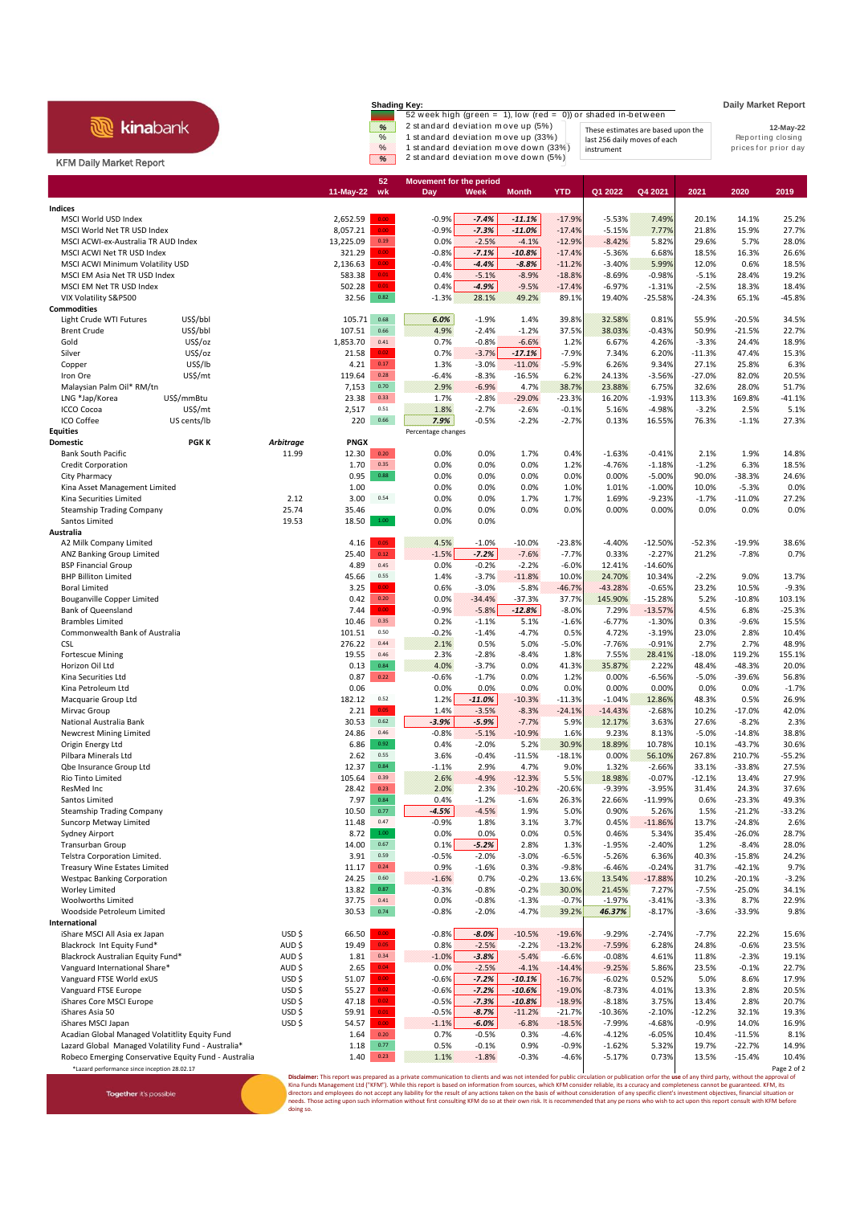kinabank

KFM Daily Market Report

**Shading Key:**

52 week high (green = 1), low (red = 0)) or shaded in-between

% 2 standard deviation move up (5%)

% 1 standard deviation move up (33%)

% 1 standard deviation move down (33%)

% 2 standard deviation move down (5%)

These estimates are based upon the last 256 daily moves of each instrument

Daily Market Report

12-May-22

Reporting closing prices for prior day

| | | | 11-May-22 | 52 wk | Day | Week | Month | YTD | Q1 2022 | Q4 2021 | 2021 | 2020 | 2019 |
|---|---|---|---|---|---|---|---|---|---|---|---|---|---|
| | | | | | Movement for the period | | | | | | | | |
| **Indices** | | | | | | | | | | | | | |
| MSCI World USD Index | | | 2,652.59 | 0.00 | -0.9% | -7.4% | -11.1% | -17.9% | -5.53% | 7.49% | 20.1% | 14.1% | 25.2% |
| MSCI World Net TR USD Index | | | 8,057.21 | 0.00 | -0.9% | -7.3% | -11.0% | -17.4% | -5.15% | 7.77% | 21.8% | 15.9% | 27.7% |
| MSCI ACWI-ex-Australia TR AUD Index | | | 13,225.09 | 0.19 | 0.0% | -2.5% | -4.1% | -12.9% | -8.42% | 5.82% | 29.6% | 5.7% | 28.0% |
| MSCI ACWI Net TR USD Index | | | 321.29 | 0.00 | -0.8% | -7.1% | -10.8% | -17.4% | -5.36% | 6.68% | 18.5% | 16.3% | 26.6% |
| MSCI ACWI Minimum Volatility USD | | | 2,136.63 | 0.00 | -0.4% | -4.4% | -8.8% | -11.2% | -3.40% | 5.99% | 12.0% | 0.6% | 18.5% |
| MSCI EM Asia Net TR USD Index | | | 583.38 | 0.01 | 0.4% | -5.1% | -8.9% | -18.8% | -8.69% | -0.98% | -5.1% | 28.4% | 19.2% |
| MSCI EM Net TR USD Index | | | 502.28 | 0.01 | 0.4% | -4.9% | -9.5% | -17.4% | -6.97% | -1.31% | -2.5% | 18.3% | 18.4% |
| VIX Volatility S&P500 | | | 32.56 | 0.82 | -1.3% | 28.1% | 49.2% | 89.1% | 19.40% | -25.58% | -24.3% | 65.1% | -45.8% |
| **Commodities** | | | | | | | | | | | | | |
| Light Crude WTI Futures | US$/bbl | | 105.71 | 0.68 | 6.0% | -1.9% | 1.4% | 39.8% | 32.58% | 0.81% | 55.9% | -20.5% | 34.5% |
| Brent Crude | US$/bbl | | 107.51 | 0.66 | 4.9% | -2.4% | -1.2% | 37.5% | 38.03% | -0.43% | 50.9% | -21.5% | 22.7% |
| Gold | US$/oz | | 1,853.70 | 0.41 | 0.7% | -0.8% | -6.6% | 1.2% | 6.67% | 4.26% | -3.3% | 24.4% | 18.9% |
| Silver | US$/oz | | 21.58 | 0.02 | 0.7% | -3.7% | -17.1% | -7.9% | 7.34% | 6.20% | -11.3% | 47.4% | 15.3% |
| Copper | US$/lb | | 4.21 | 0.17 | 1.3% | -3.0% | -11.0% | -5.9% | 6.26% | 9.34% | 27.1% | 25.8% | 6.3% |
| Iron Ore | US$/mt | | 119.64 | 0.28 | -6.4% | -8.3% | -16.5% | 6.2% | 24.13% | -3.56% | -27.0% | 82.0% | 20.5% |
| Malaysian Palm Oil* RM/tn | | | 7,153 | 0.70 | 2.9% | -6.9% | 4.7% | 38.7% | 23.88% | 6.75% | 32.6% | 28.0% | 51.7% |
| LNG *Jap/Korea | US$/mmBtu | | 23.38 | 0.33 | 1.7% | -2.8% | -29.0% | -23.3% | 16.20% | -1.93% | 113.3% | 169.8% | -41.1% |
| ICCO Cocoa | US$/mt | | 2,517 | 0.51 | 1.8% | -2.7% | -2.6% | -0.1% | 5.16% | -4.98% | -3.2% | 2.5% | 5.1% |
| ICO Coffee | US cents/lb | | 220 | 0.66 | 7.9% | -0.5% | -2.2% | -2.7% | 0.13% | 16.55% | 76.3% | -1.1% | 27.3% |
| **Equities** | | | | | Percentage changes | | | | | | | | |
| **Domestic** | **PGK K** | ***Arbitrage*** | **PNGX** | | | | | | | | | | |
| Bank South Pacific | | 11.99 | 12.30 | 0.20 | 0.0% | 0.0% | 1.7% | 0.4% | -1.63% | -0.41% | 2.1% | 1.9% | 14.8% |
| Credit Corporation | | | 1.70 | 0.35 | 0.0% | 0.0% | 0.0% | 1.2% | -4.76% | -1.18% | -1.2% | 6.3% | 18.5% |
| City Pharmacy | | | 0.95 | 0.88 | 0.0% | 0.0% | 0.0% | 0.0% | 0.00% | -5.00% | 90.0% | -38.3% | 24.6% |
| Kina Asset Management Limited | | | 1.00 | | 0.0% | 0.0% | 0.0% | 1.0% | 1.01% | -1.00% | 10.0% | -5.3% | 0.0% |
| Kina Securities Limited | | 2.12 | 3.00 | 0.54 | 0.0% | 0.0% | 1.7% | 1.7% | 1.69% | -9.23% | -1.7% | -11.0% | 27.2% |
| Steamship Trading Company | | 25.74 | 35.46 | | 0.0% | 0.0% | 0.0% | 0.0% | 0.00% | 0.00% | 0.0% | 0.0% | 0.0% |
| Santos Limited | | 19.53 | 18.50 | 1.00 | 0.0% | 0.0% | | | | | | | |
| **Australia** | | | | | | | | | | | | | |
| A2 Milk Company Limited | | | 4.16 | 0.05 | 4.5% | -1.0% | -10.0% | -23.8% | -4.40% | -12.50% | -52.3% | -19.9% | 38.6% |
| ANZ Banking Group Limited | | | 25.40 | 0.12 | -1.5% | -7.2% | -7.6% | -7.7% | 0.33% | -2.27% | 21.2% | -7.8% | 0.7% |
| BSP Financial Group | | | 4.89 | 0.45 | 0.0% | -0.2% | -2.2% | -6.0% | 12.41% | -14.60% | | | |
| BHP Billiton Limited | | | 45.66 | 0.55 | 1.4% | -3.7% | -11.8% | 10.0% | 24.70% | 10.34% | -2.2% | 9.0% | 13.7% |
| Boral Limited | | | 3.25 | 0.00 | 0.6% | -3.0% | -5.8% | -46.7% | -43.28% | -0.65% | 23.2% | 10.5% | -9.3% |
| Bouganville Copper Limited | | | 0.42 | 0.20 | 0.0% | -34.4% | -37.3% | 37.7% | 145.90% | -15.28% | 5.2% | -10.8% | 103.1% |
| Bank of Queensland | | | 7.44 | 0.00 | -0.9% | -5.8% | -12.8% | -8.0% | 7.29% | -13.57% | 4.5% | 6.8% | -25.3% |
| Brambles Limited | | | 10.46 | 0.35 | 0.2% | -1.1% | 5.1% | -1.6% | -6.77% | -1.30% | 0.3% | -9.6% | 15.5% |
| Commonwealth Bank of Australia | | | 101.51 | 0.50 | -0.2% | -1.4% | -4.7% | 0.5% | 4.72% | -3.19% | 23.0% | 2.8% | 10.4% |
| CSL | | | 276.22 | 0.44 | 2.1% | 0.5% | 5.0% | -5.0% | -7.76% | -0.91% | 2.7% | 2.7% | 48.9% |
| Fortescue Mining | | | 19.55 | 0.46 | 2.3% | -2.8% | -8.4% | 1.8% | 7.55% | 28.41% | -18.0% | 119.2% | 155.1% |
| Horizon Oil Ltd | | | 0.13 | 0.84 | 4.0% | -3.7% | 0.0% | 41.3% | 35.87% | 2.22% | 48.4% | -48.3% | 20.0% |
| Kina Securities Ltd | | | 0.87 | 0.22 | -0.6% | -1.7% | 0.0% | 1.2% | 0.00% | -6.56% | -5.0% | -39.6% | 56.8% |
| Kina Petroleum Ltd | | | 0.06 | | 0.0% | 0.0% | 0.0% | 0.0% | 0.00% | 0.00% | 0.0% | 0.0% | -1.7% |
| Macquarie Group Ltd | | | 182.12 | 0.52 | 1.2% | -11.0% | -10.3% | -11.3% | -1.04% | 12.86% | 48.3% | 0.5% | 26.9% |
| Mirvac Group | | | 2.21 | 0.05 | 1.4% | -3.5% | -8.3% | -24.1% | -14.43% | -2.68% | 10.2% | -17.0% | 42.0% |
| National Australia Bank | | | 30.53 | 0.62 | -3.9% | -5.9% | -7.7% | 5.9% | 12.17% | 3.63% | 27.6% | -8.2% | 2.3% |
| Newcrest Mining Limited | | | 24.86 | 0.46 | -0.8% | -5.1% | -10.9% | 1.6% | 9.23% | 8.13% | -5.0% | -14.8% | 38.8% |
| Origin Energy Ltd | | | 6.86 | 0.92 | 0.4% | -2.0% | 5.2% | 30.9% | 18.89% | 10.78% | 10.1% | -43.7% | 30.6% |
| Pilbara Minerals Ltd | | | 2.62 | 0.55 | 3.6% | -0.4% | -11.5% | -18.1% | 0.00% | 56.10% | 267.8% | 210.7% | -55.2% |
| Qbe Insurance Group Ltd | | | 12.37 | 0.84 | -1.1% | 2.9% | 4.7% | 9.0% | 1.32% | -2.66% | 33.1% | -33.8% | 27.5% |
| Rio Tinto Limited | | | 105.64 | 0.39 | 2.6% | -4.9% | -12.3% | 5.5% | 18.98% | -0.07% | -12.1% | 13.4% | 27.9% |
| ResMed Inc | | | 28.42 | 0.23 | 2.0% | 2.3% | -10.2% | -20.6% | -9.39% | -3.95% | 31.4% | 24.3% | 37.6% |
| Santos Limited | | | 7.97 | 0.84 | 0.4% | -1.2% | -1.6% | 26.3% | 22.66% | -11.99% | 0.6% | -23.3% | 49.3% |
| Steamship Trading Company | | | 10.50 | 0.77 | -4.5% | -4.5% | 1.9% | 5.0% | 0.90% | 5.26% | 1.5% | -21.2% | -33.2% |
| Suncorp Metway Limited | | | 11.48 | 0.47 | -0.9% | 1.8% | 3.1% | 3.7% | 0.45% | -11.86% | 13.7% | -24.8% | 2.6% |
| Sydney Airport | | | 8.72 | 1.00 | 0.0% | 0.0% | 0.0% | 0.5% | 0.46% | 5.34% | 35.4% | -26.0% | 28.7% |
| Transurban Group | | | 14.00 | 0.67 | 0.1% | -5.2% | 2.8% | 1.3% | -1.95% | -2.40% | 1.2% | -8.4% | 28.0% |
| Telstra Corporation Limited. | | | 3.91 | 0.59 | -0.5% | -2.0% | -3.0% | -6.5% | -5.26% | 6.36% | 40.3% | -15.8% | 24.2% |
| Treasury Wine Estates Limited | | | 11.17 | 0.24 | 0.9% | -1.6% | 0.3% | -9.8% | -6.46% | -0.24% | 31.7% | -42.1% | 9.7% |
| Westpac Banking Corporation | | | 24.25 | 0.60 | -1.6% | 0.7% | -0.2% | 13.6% | 13.54% | -17.88% | 10.2% | -20.1% | -3.2% |
| Worley Limited | | | 13.82 | 0.87 | -0.3% | -0.8% | -0.2% | 30.0% | 21.45% | 7.27% | -7.5% | -25.0% | 34.1% |
| Woolworths Limited | | | 37.75 | 0.41 | 0.0% | -0.8% | -1.3% | -0.7% | -1.97% | -3.41% | -3.3% | 8.7% | 22.9% |
| Woodside Petroleum Limited | | | 30.53 | 0.74 | -0.8% | -2.0% | -4.7% | 39.2% | 46.37% | -8.17% | -3.6% | -33.9% | 9.8% |
| **International** | | | | | | | | | | | | | |
| iShare MSCI All Asia ex Japan | | USD $ | 66.50 | 0.00 | -0.8% | -8.0% | -10.5% | -19.6% | -9.29% | -2.74% | -7.7% | 22.2% | 15.6% |
| Blackrock Int Equity Fund* | | AUD $ | 19.49 | 0.05 | 0.8% | -2.5% | -2.2% | -13.2% | -7.59% | 6.28% | 24.8% | -0.6% | 23.5% |
| Blackrock Australian Equity Fund* | | AUD $ | 1.81 | 0.34 | -1.0% | -3.8% | -5.4% | -6.6% | -0.08% | 4.61% | 11.8% | -2.3% | 19.1% |
| Vanguard International Share* | | AUD $ | 2.65 | 0.04 | 0.0% | -2.5% | -4.1% | -14.4% | -9.25% | 5.86% | 23.5% | -0.1% | 22.7% |
| Vanguard FTSE World exUS | | USD $ | 51.07 | 0.00 | -0.6% | -7.2% | -10.1% | -16.7% | -6.02% | 0.52% | 5.0% | 8.6% | 17.9% |
| Vanguard FTSE Europe | | USD $ | 55.27 | 0.01 | -0.6% | -7.2% | -10.6% | -19.0% | -8.73% | 4.01% | 13.3% | 2.8% | 20.5% |
| iShares Core MSCI Europe | | USD $ | 47.18 | 0.01 | -0.5% | -7.3% | -10.8% | -18.9% | -8.18% | 3.75% | 13.4% | 2.8% | 20.7% |
| iShares Asia 50 | | USD $ | 59.91 | 0.01 | -0.5% | -8.7% | -11.2% | -21.7% | -10.36% | -2.10% | -12.2% | 32.1% | 19.3% |
| iShares MSCI Japan | | USD $ | 54.57 | 0.00 | -1.1% | -6.0% | -6.8% | -18.5% | -7.99% | -4.68% | -0.9% | 14.0% | 16.9% |
| Acadian Global Managed Volatitlity Equity Fund | | | 1.64 | 0.20 | 0.7% | -0.5% | 0.3% | -4.6% | -4.12% | -6.05% | 10.4% | -11.5% | 8.1% |
| Lazard Global Managed Volatility Fund - Australia* | | | 1.18 | 0.77 | 0.5% | -0.1% | 0.9% | -0.9% | -1.62% | 5.32% | 19.7% | -22.7% | 14.9% |
| Robeco Emerging Conservative Equity Fund - Australia | | | 1.40 | 0.23 | 1.1% | -1.8% | -0.3% | -4.6% | -5.17% | 0.73% | 13.5% | -15.4% | 10.4% |

*Lazard performance since inception 28.02.17

**Disclaimer:** This report was prepared as a private communication to clients and was not intended for public circulation or publication orfor the use of any third party, without the approval of Kina Funds Management Ltd ("KFM"). While this report is based on information from sources, which KFM consider reliable, its a ccuracy and completeness cannot be guaranteed. KFM, its directors and employees do not accept any liability for the result of any actions taken on the basis of without consideration of any specific client's investment objectives, financial situation or needs. Those acting upon such information without first consulting KFM do so at their own risk. It is recommended that any pe rsons who wish to act upon this report consult with KFM before doing so.

Together it's possible